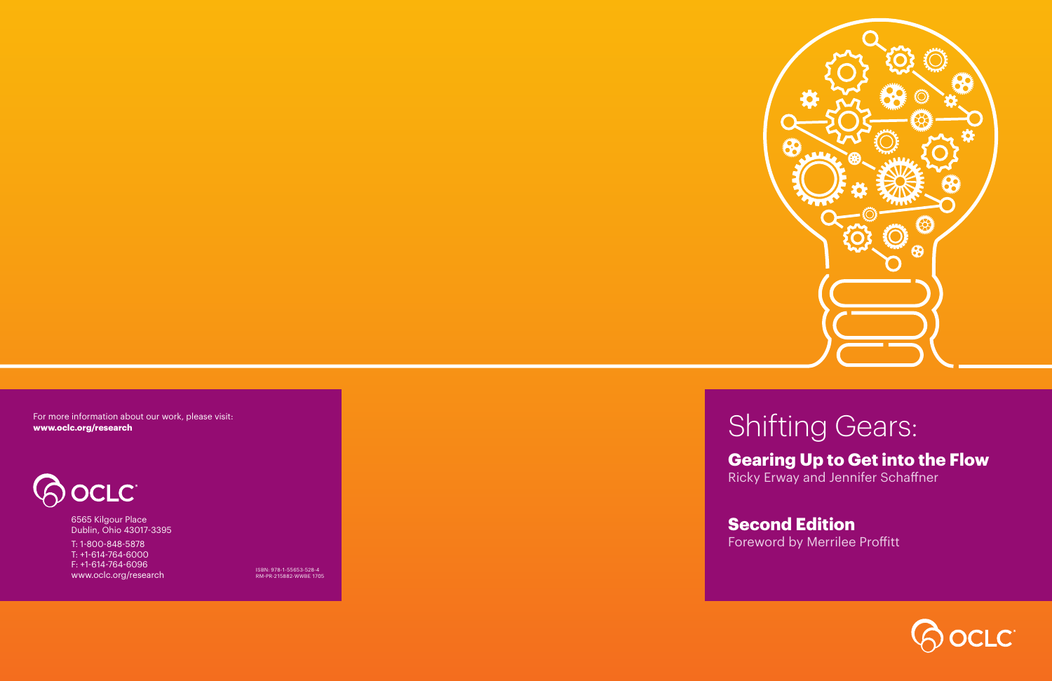# Shifting Gears:

## Gearing Up to Get into the Flow

Ricky Erway and Jennifer Schaffner

## Second Edition

Foreword by Merrilee Proffitt

For more information about our work, please visit:
**www.oclc.org/research**

OCLC

6565 Kilgour Place
Dublin, Ohio 43017-3395

T: 1-800-848-5878
T: +1-614-764-6000
F: +1-614-764-6096
www.oclc.org/research

ISBN: 978-1-55653-528-4
RM-PR-215882-WWBE 1705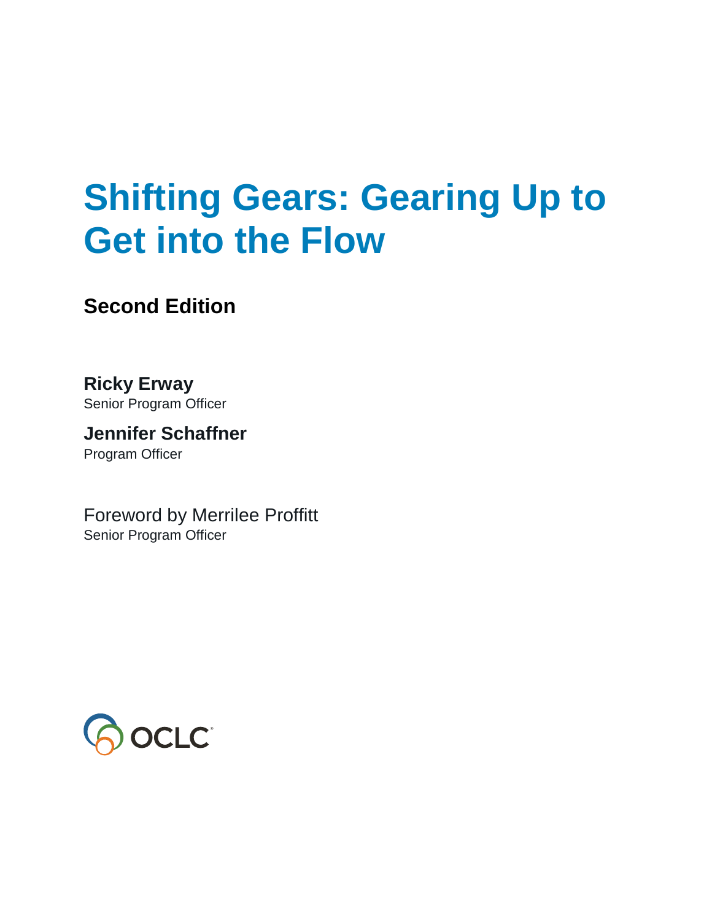# Shifting Gears: Gearing Up to Get into the Flow

## Second Edition

**Ricky Erway**
Senior Program Officer

**Jennifer Schaffner**
Program Officer

Foreword by Merrilee Proffitt
Senior Program Officer

OCLC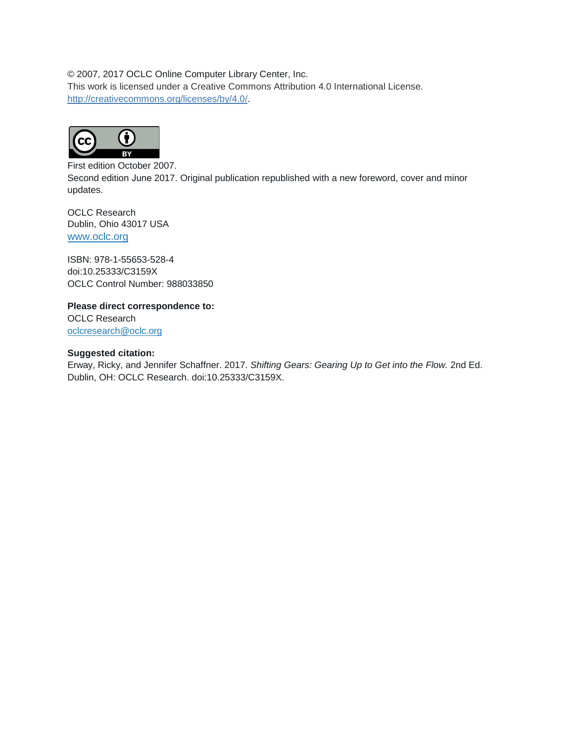© 2007, 2017 OCLC Online Computer Library Center, Inc.
This work is licensed under a Creative Commons Attribution 4.0 International License.
http://creativecommons.org/licenses/by/4.0/.

First edition October 2007.
Second edition June 2017. Original publication republished with a new foreword, cover and minor updates.

OCLC Research
Dublin, Ohio 43017 USA
www.oclc.org

ISBN: 978-1-55653-528-4
doi:10.25333/C3159X
OCLC Control Number: 988033850

**Please direct correspondence to:**
OCLC Research
oclcresearch@oclc.org

**Suggested citation:**
Erway, Ricky, and Jennifer Schaffner. 2017. *Shifting Gears: Gearing Up to Get into the Flow.* 2nd Ed. Dublin, OH: OCLC Research. doi:10.25333/C3159X.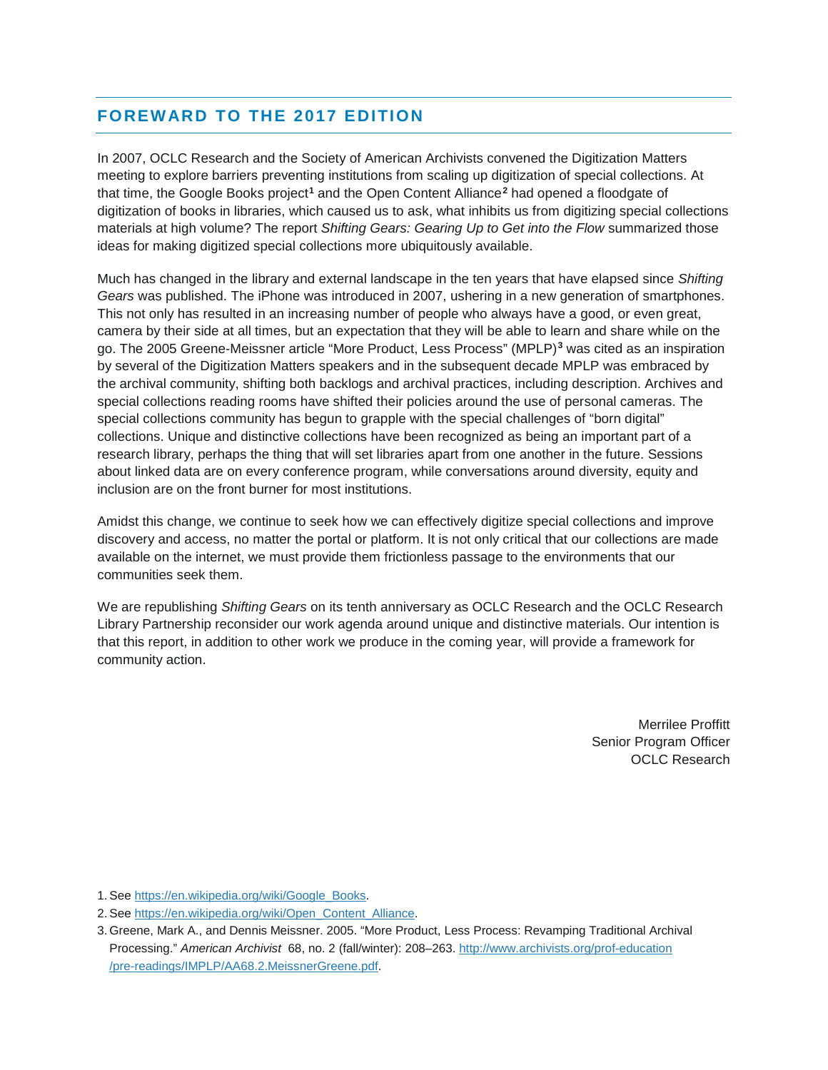## FOREWARD TO THE 2017 EDITION

In 2007, OCLC Research and the Society of American Archivists convened the Digitization Matters meeting to explore barriers preventing institutions from scaling up digitization of special collections. At that time, the Google Books project[1] and the Open Content Alliance[2] had opened a floodgate of digitization of books in libraries, which caused us to ask, what inhibits us from digitizing special collections materials at high volume? The report *Shifting Gears: Gearing Up to Get into the Flow* summarized those ideas for making digitized special collections more ubiquitously available.

Much has changed in the library and external landscape in the ten years that have elapsed since *Shifting Gears* was published. The iPhone was introduced in 2007, ushering in a new generation of smartphones. This not only has resulted in an increasing number of people who always have a good, or even great, camera by their side at all times, but an expectation that they will be able to learn and share while on the go. The 2005 Greene-Meissner article "More Product, Less Process" (MPLP)[3] was cited as an inspiration by several of the Digitization Matters speakers and in the subsequent decade MPLP was embraced by the archival community, shifting both backlogs and archival practices, including description. Archives and special collections reading rooms have shifted their policies around the use of personal cameras. The special collections community has begun to grapple with the special challenges of "born digital" collections. Unique and distinctive collections have been recognized as being an important part of a research library, perhaps the thing that will set libraries apart from one another in the future. Sessions about linked data are on every conference program, while conversations around diversity, equity and inclusion are on the front burner for most institutions.

Amidst this change, we continue to seek how we can effectively digitize special collections and improve discovery and access, no matter the portal or platform. It is not only critical that our collections are made available on the internet, we must provide them frictionless passage to the environments that our communities seek them.

We are republishing *Shifting Gears* on its tenth anniversary as OCLC Research and the OCLC Research Library Partnership reconsider our work agenda around unique and distinctive materials. Our intention is that this report, in addition to other work we produce in the coming year, will provide a framework for community action.

Merrilee Proffitt
Senior Program Officer
OCLC Research

1. See https://en.wikipedia.org/wiki/Google_Books.
2. See https://en.wikipedia.org/wiki/Open_Content_Alliance.
3. Greene, Mark A., and Dennis Meissner. 2005. "More Product, Less Process: Revamping Traditional Archival Processing." *American Archivist* 68, no. 2 (fall/winter): 208–263. http://www.archivists.org/prof-education/pre-readings/IMPLP/AA68.2.MeissnerGreene.pdf.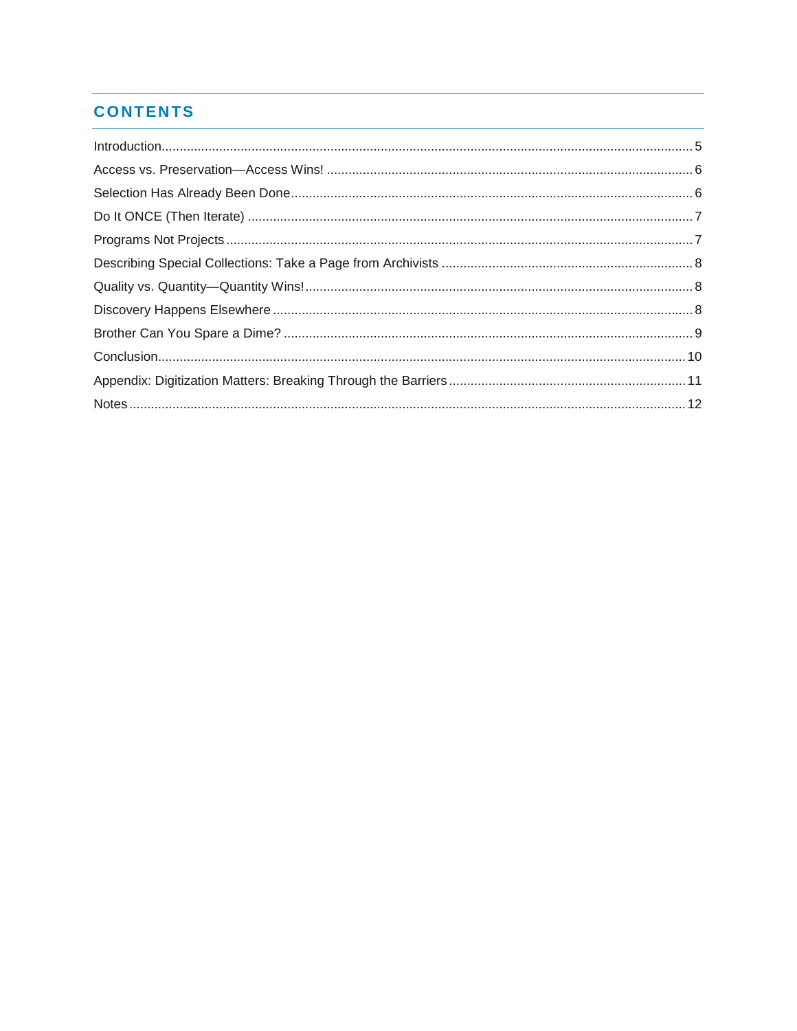## CONTENTS

Introduction.......... 5

Access vs. Preservation—Access Wins! .......... 6

Selection Has Already Been Done.......... 6

Do It ONCE (Then Iterate) .......... 7

Programs Not Projects .......... 7

Describing Special Collections: Take a Page from Archivists .......... 8

Quality vs. Quantity—Quantity Wins! .......... 8

Discovery Happens Elsewhere .......... 8

Brother Can You Spare a Dime? .......... 9

Conclusion.......... 10

Appendix: Digitization Matters: Breaking Through the Barriers .......... 11

Notes .......... 12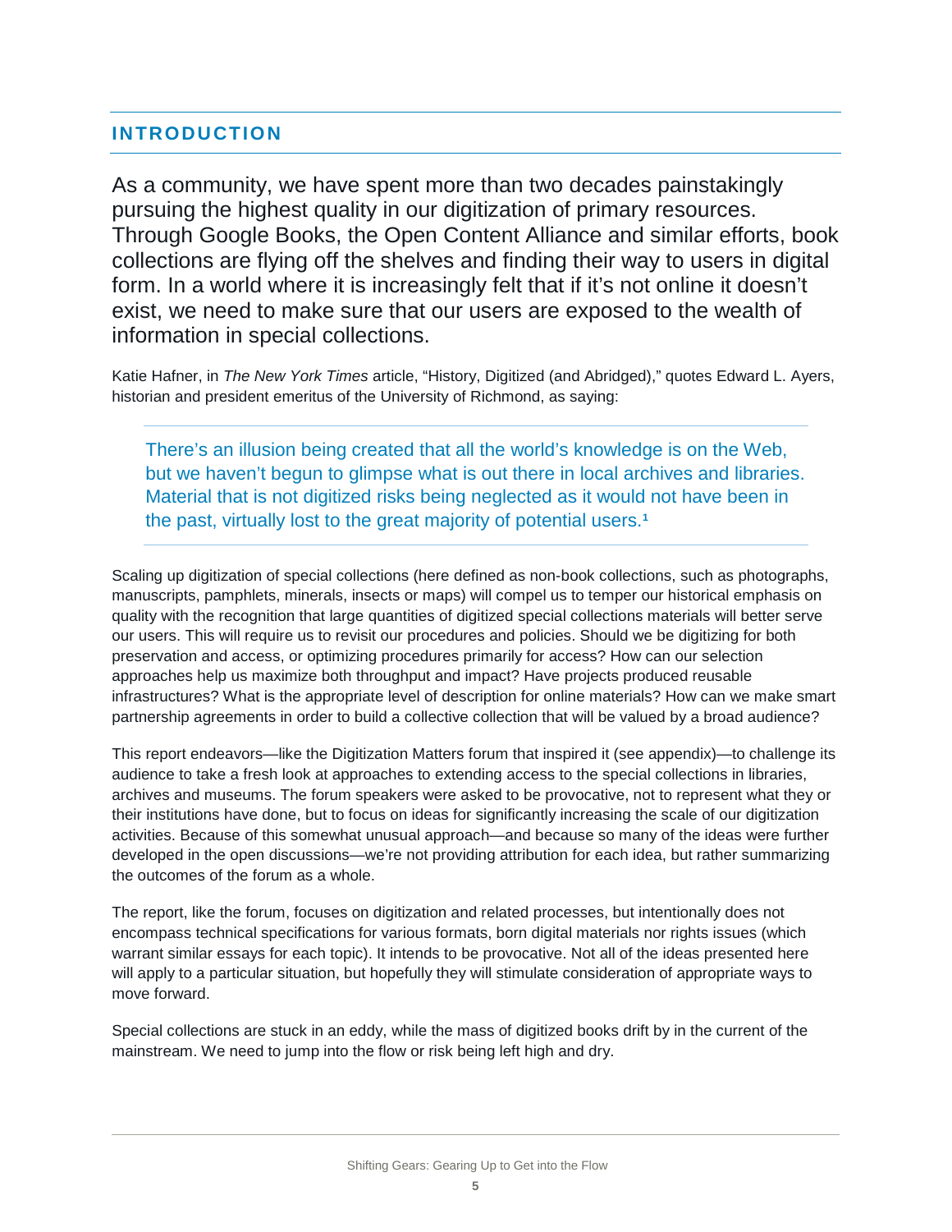## INTRODUCTION

As a community, we have spent more than two decades painstakingly pursuing the highest quality in our digitization of primary resources. Through Google Books, the Open Content Alliance and similar efforts, book collections are flying off the shelves and finding their way to users in digital form. In a world where it is increasingly felt that if it's not online it doesn't exist, we need to make sure that our users are exposed to the wealth of information in special collections.

Katie Hafner, in *The New York Times* article, "History, Digitized (and Abridged)," quotes Edward L. Ayers, historian and president emeritus of the University of Richmond, as saying:

> There's an illusion being created that all the world's knowledge is on the Web, but we haven't begun to glimpse what is out there in local archives and libraries. Material that is not digitized risks being neglected as it would not have been in the past, virtually lost to the great majority of potential users.[1]

Scaling up digitization of special collections (here defined as non-book collections, such as photographs, manuscripts, pamphlets, minerals, insects or maps) will compel us to temper our historical emphasis on quality with the recognition that large quantities of digitized special collections materials will better serve our users. This will require us to revisit our procedures and policies. Should we be digitizing for both preservation and access, or optimizing procedures primarily for access? How can our selection approaches help us maximize both throughput and impact? Have projects produced reusable infrastructures? What is the appropriate level of description for online materials? How can we make smart partnership agreements in order to build a collective collection that will be valued by a broad audience?

This report endeavors—like the Digitization Matters forum that inspired it (see appendix)—to challenge its audience to take a fresh look at approaches to extending access to the special collections in libraries, archives and museums. The forum speakers were asked to be provocative, not to represent what they or their institutions have done, but to focus on ideas for significantly increasing the scale of our digitization activities. Because of this somewhat unusual approach—and because so many of the ideas were further developed in the open discussions—we're not providing attribution for each idea, but rather summarizing the outcomes of the forum as a whole.

The report, like the forum, focuses on digitization and related processes, but intentionally does not encompass technical specifications for various formats, born digital materials nor rights issues (which warrant similar essays for each topic). It intends to be provocative. Not all of the ideas presented here will apply to a particular situation, but hopefully they will stimulate consideration of appropriate ways to move forward.

Special collections are stuck in an eddy, while the mass of digitized books drift by in the current of the mainstream. We need to jump into the flow or risk being left high and dry.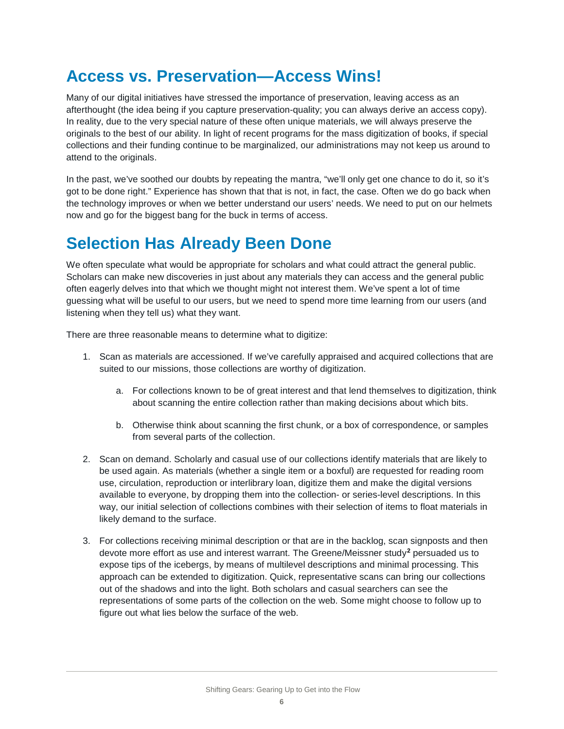## Access vs. Preservation—Access Wins!

Many of our digital initiatives have stressed the importance of preservation, leaving access as an afterthought (the idea being if you capture preservation-quality; you can always derive an access copy). In reality, due to the very special nature of these often unique materials, we will always preserve the originals to the best of our ability. In light of recent programs for the mass digitization of books, if special collections and their funding continue to be marginalized, our administrations may not keep us around to attend to the originals.

In the past, we've soothed our doubts by repeating the mantra, "we'll only get one chance to do it, so it's got to be done right." Experience has shown that that is not, in fact, the case. Often we do go back when the technology improves or when we better understand our users' needs. We need to put on our helmets now and go for the biggest bang for the buck in terms of access.

## Selection Has Already Been Done

We often speculate what would be appropriate for scholars and what could attract the general public. Scholars can make new discoveries in just about any materials they can access and the general public often eagerly delves into that which we thought might not interest them. We've spent a lot of time guessing what will be useful to our users, but we need to spend more time learning from our users (and listening when they tell us) what they want.

There are three reasonable means to determine what to digitize:

1. Scan as materials are accessioned. If we've carefully appraised and acquired collections that are suited to our missions, those collections are worthy of digitization.

   a. For collections known to be of great interest and that lend themselves to digitization, think about scanning the entire collection rather than making decisions about which bits.

   b. Otherwise think about scanning the first chunk, or a box of correspondence, or samples from several parts of the collection.

2. Scan on demand. Scholarly and casual use of our collections identify materials that are likely to be used again. As materials (whether a single item or a boxful) are requested for reading room use, circulation, reproduction or interlibrary loan, digitize them and make the digital versions available to everyone, by dropping them into the collection- or series-level descriptions. In this way, our initial selection of collections combines with their selection of items to float materials in likely demand to the surface.

3. For collections receiving minimal description or that are in the backlog, scan signposts and then devote more effort as use and interest warrant. The Greene/Meissner study[2] persuaded us to expose tips of the icebergs, by means of multilevel descriptions and minimal processing. This approach can be extended to digitization. Quick, representative scans can bring our collections out of the shadows and into the light. Both scholars and casual searchers can see the representations of some parts of the collection on the web. Some might choose to follow up to figure out what lies below the surface of the web.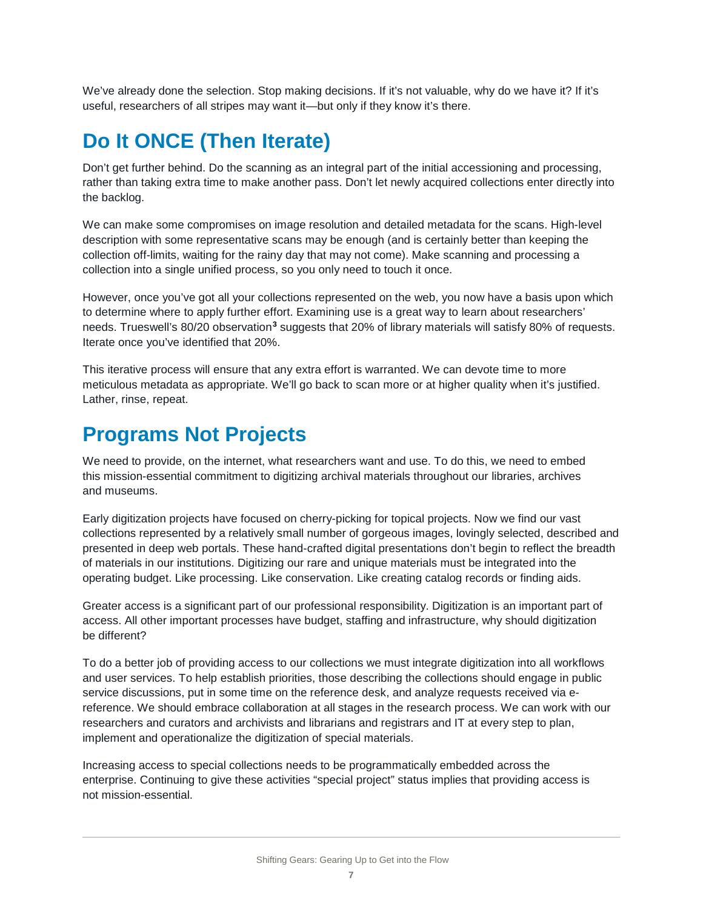We've already done the selection. Stop making decisions. If it's not valuable, why do we have it? If it's useful, researchers of all stripes may want it—but only if they know it's there.

## Do It ONCE (Then Iterate)

Don't get further behind. Do the scanning as an integral part of the initial accessioning and processing, rather than taking extra time to make another pass. Don't let newly acquired collections enter directly into the backlog.

We can make some compromises on image resolution and detailed metadata for the scans. High-level description with some representative scans may be enough (and is certainly better than keeping the collection off-limits, waiting for the rainy day that may not come). Make scanning and processing a collection into a single unified process, so you only need to touch it once.

However, once you've got all your collections represented on the web, you now have a basis upon which to determine where to apply further effort. Examining use is a great way to learn about researchers' needs. Trueswell's 80/20 observation[3] suggests that 20% of library materials will satisfy 80% of requests. Iterate once you've identified that 20%.

This iterative process will ensure that any extra effort is warranted. We can devote time to more meticulous metadata as appropriate. We'll go back to scan more or at higher quality when it's justified. Lather, rinse, repeat.

## Programs Not Projects

We need to provide, on the internet, what researchers want and use. To do this, we need to embed this mission-essential commitment to digitizing archival materials throughout our libraries, archives and museums.

Early digitization projects have focused on cherry-picking for topical projects. Now we find our vast collections represented by a relatively small number of gorgeous images, lovingly selected, described and presented in deep web portals. These hand-crafted digital presentations don't begin to reflect the breadth of materials in our institutions. Digitizing our rare and unique materials must be integrated into the operating budget. Like processing. Like conservation. Like creating catalog records or finding aids.

Greater access is a significant part of our professional responsibility. Digitization is an important part of access. All other important processes have budget, staffing and infrastructure, why should digitization be different?

To do a better job of providing access to our collections we must integrate digitization into all workflows and user services. To help establish priorities, those describing the collections should engage in public service discussions, put in some time on the reference desk, and analyze requests received via e-reference. We should embrace collaboration at all stages in the research process. We can work with our researchers and curators and archivists and librarians and registrars and IT at every step to plan, implement and operationalize the digitization of special materials.

Increasing access to special collections needs to be programmatically embedded across the enterprise. Continuing to give these activities "special project" status implies that providing access is not mission-essential.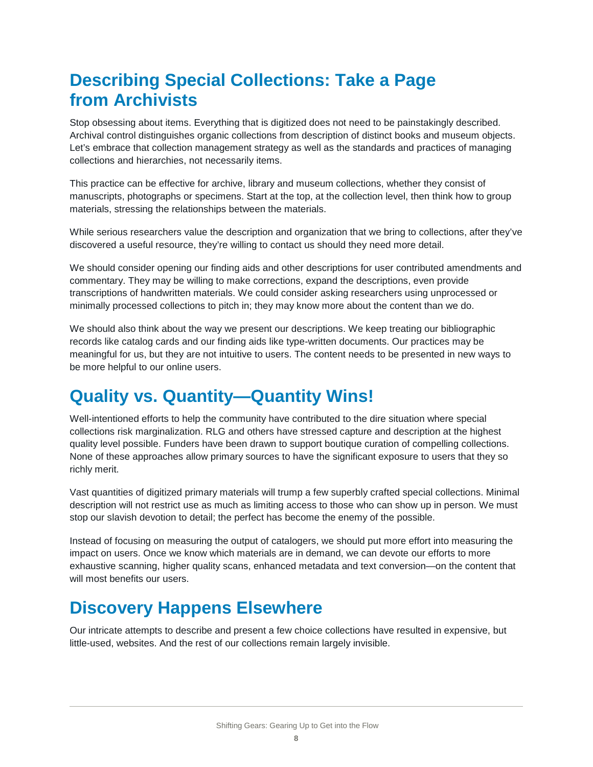## Describing Special Collections: Take a Page from Archivists

Stop obsessing about items. Everything that is digitized does not need to be painstakingly described. Archival control distinguishes organic collections from description of distinct books and museum objects. Let's embrace that collection management strategy as well as the standards and practices of managing collections and hierarchies, not necessarily items.

This practice can be effective for archive, library and museum collections, whether they consist of manuscripts, photographs or specimens. Start at the top, at the collection level, then think how to group materials, stressing the relationships between the materials.

While serious researchers value the description and organization that we bring to collections, after they've discovered a useful resource, they're willing to contact us should they need more detail.

We should consider opening our finding aids and other descriptions for user contributed amendments and commentary. They may be willing to make corrections, expand the descriptions, even provide transcriptions of handwritten materials. We could consider asking researchers using unprocessed or minimally processed collections to pitch in; they may know more about the content than we do.

We should also think about the way we present our descriptions. We keep treating our bibliographic records like catalog cards and our finding aids like type-written documents. Our practices may be meaningful for us, but they are not intuitive to users. The content needs to be presented in new ways to be more helpful to our online users.

## Quality vs. Quantity—Quantity Wins!

Well-intentioned efforts to help the community have contributed to the dire situation where special collections risk marginalization. RLG and others have stressed capture and description at the highest quality level possible. Funders have been drawn to support boutique curation of compelling collections. None of these approaches allow primary sources to have the significant exposure to users that they so richly merit.

Vast quantities of digitized primary materials will trump a few superbly crafted special collections. Minimal description will not restrict use as much as limiting access to those who can show up in person. We must stop our slavish devotion to detail; the perfect has become the enemy of the possible.

Instead of focusing on measuring the output of catalogers, we should put more effort into measuring the impact on users. Once we know which materials are in demand, we can devote our efforts to more exhaustive scanning, higher quality scans, enhanced metadata and text conversion—on the content that will most benefits our users.

## Discovery Happens Elsewhere

Our intricate attempts to describe and present a few choice collections have resulted in expensive, but little-used, websites. And the rest of our collections remain largely invisible.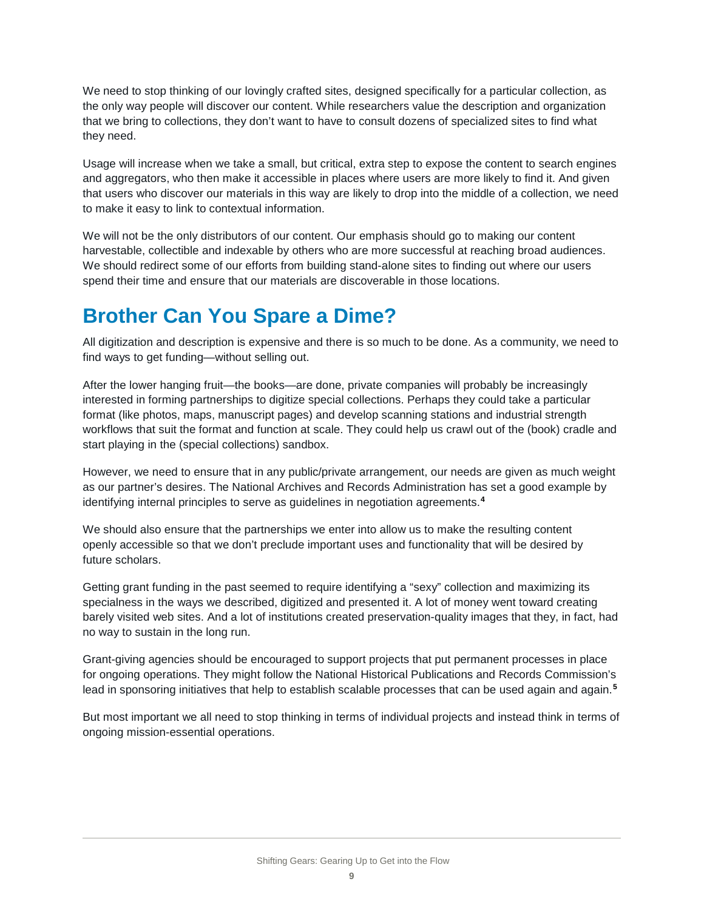We need to stop thinking of our lovingly crafted sites, designed specifically for a particular collection, as the only way people will discover our content. While researchers value the description and organization that we bring to collections, they don't want to have to consult dozens of specialized sites to find what they need.

Usage will increase when we take a small, but critical, extra step to expose the content to search engines and aggregators, who then make it accessible in places where users are more likely to find it. And given that users who discover our materials in this way are likely to drop into the middle of a collection, we need to make it easy to link to contextual information.

We will not be the only distributors of our content. Our emphasis should go to making our content harvestable, collectible and indexable by others who are more successful at reaching broad audiences. We should redirect some of our efforts from building stand-alone sites to finding out where our users spend their time and ensure that our materials are discoverable in those locations.

## Brother Can You Spare a Dime?

All digitization and description is expensive and there is so much to be done. As a community, we need to find ways to get funding—without selling out.

After the lower hanging fruit—the books—are done, private companies will probably be increasingly interested in forming partnerships to digitize special collections. Perhaps they could take a particular format (like photos, maps, manuscript pages) and develop scanning stations and industrial strength workflows that suit the format and function at scale. They could help us crawl out of the (book) cradle and start playing in the (special collections) sandbox.

However, we need to ensure that in any public/private arrangement, our needs are given as much weight as our partner's desires. The National Archives and Records Administration has set a good example by identifying internal principles to serve as guidelines in negotiation agreements.[4]

We should also ensure that the partnerships we enter into allow us to make the resulting content openly accessible so that we don't preclude important uses and functionality that will be desired by future scholars.

Getting grant funding in the past seemed to require identifying a "sexy" collection and maximizing its specialness in the ways we described, digitized and presented it. A lot of money went toward creating barely visited web sites. And a lot of institutions created preservation-quality images that they, in fact, had no way to sustain in the long run.

Grant-giving agencies should be encouraged to support projects that put permanent processes in place for ongoing operations. They might follow the National Historical Publications and Records Commission's lead in sponsoring initiatives that help to establish scalable processes that can be used again and again.[5]

But most important we all need to stop thinking in terms of individual projects and instead think in terms of ongoing mission-essential operations.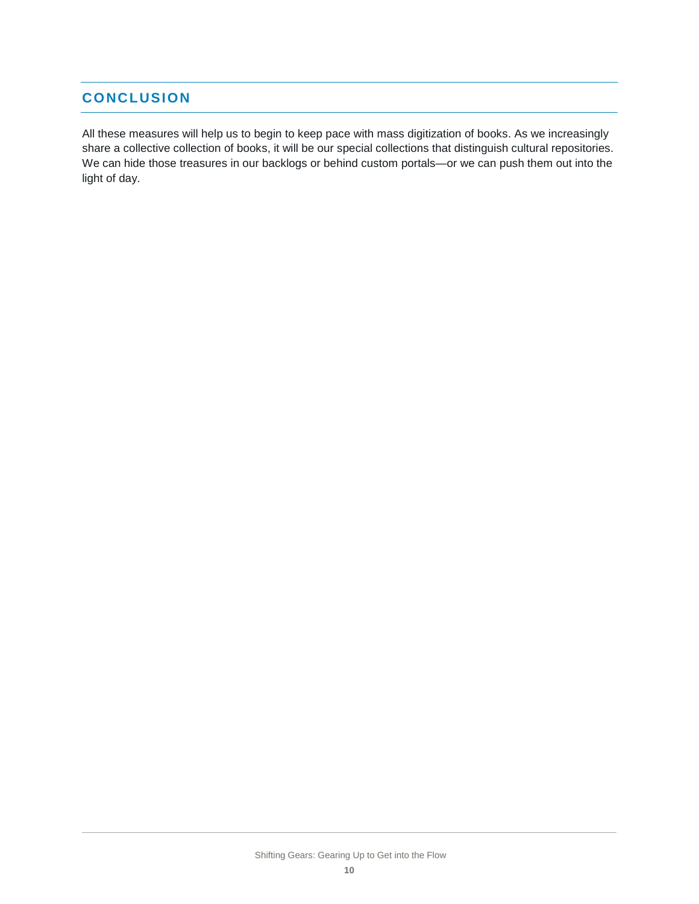## CONCLUSION

All these measures will help us to begin to keep pace with mass digitization of books. As we increasingly share a collective collection of books, it will be our special collections that distinguish cultural repositories. We can hide those treasures in our backlogs or behind custom portals—or we can push them out into the light of day.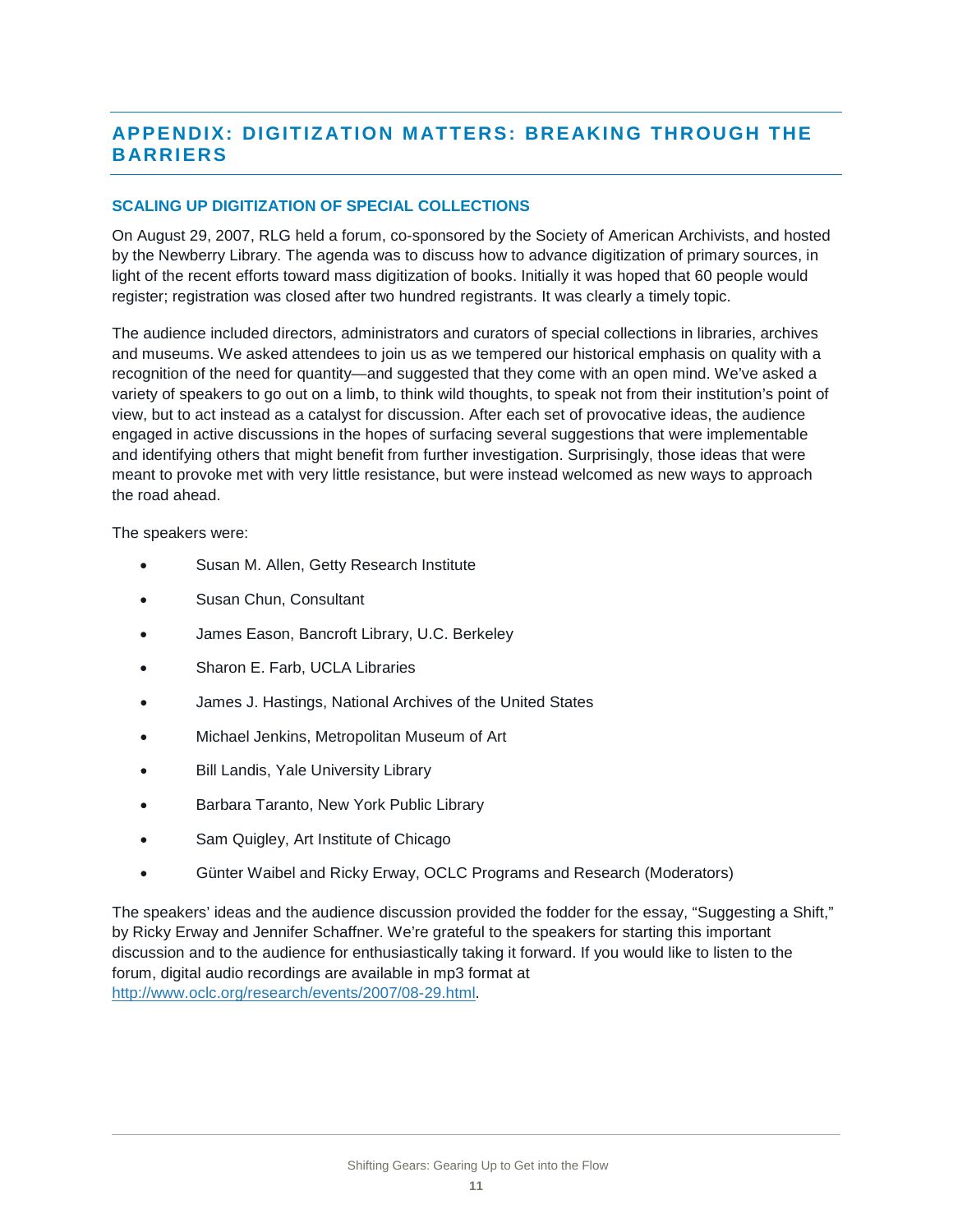# APPENDIX: DIGITIZATION MATTERS: BREAKING THROUGH THE BARRIERS

## SCALING UP DIGITIZATION OF SPECIAL COLLECTIONS

On August 29, 2007, RLG held a forum, co-sponsored by the Society of American Archivists, and hosted by the Newberry Library. The agenda was to discuss how to advance digitization of primary sources, in light of the recent efforts toward mass digitization of books. Initially it was hoped that 60 people would register; registration was closed after two hundred registrants. It was clearly a timely topic.

The audience included directors, administrators and curators of special collections in libraries, archives and museums. We asked attendees to join us as we tempered our historical emphasis on quality with a recognition of the need for quantity—and suggested that they come with an open mind. We've asked a variety of speakers to go out on a limb, to think wild thoughts, to speak not from their institution's point of view, but to act instead as a catalyst for discussion. After each set of provocative ideas, the audience engaged in active discussions in the hopes of surfacing several suggestions that were implementable and identifying others that might benefit from further investigation. Surprisingly, those ideas that were meant to provoke met with very little resistance, but were instead welcomed as new ways to approach the road ahead.

The speakers were:

- Susan M. Allen, Getty Research Institute
- Susan Chun, Consultant
- James Eason, Bancroft Library, U.C. Berkeley
- Sharon E. Farb, UCLA Libraries
- James J. Hastings, National Archives of the United States
- Michael Jenkins, Metropolitan Museum of Art
- Bill Landis, Yale University Library
- Barbara Taranto, New York Public Library
- Sam Quigley, Art Institute of Chicago
- Günter Waibel and Ricky Erway, OCLC Programs and Research (Moderators)

The speakers' ideas and the audience discussion provided the fodder for the essay, "Suggesting a Shift," by Ricky Erway and Jennifer Schaffner. We're grateful to the speakers for starting this important discussion and to the audience for enthusiastically taking it forward. If you would like to listen to the forum, digital audio recordings are available in mp3 format at http://www.oclc.org/research/events/2007/08-29.html.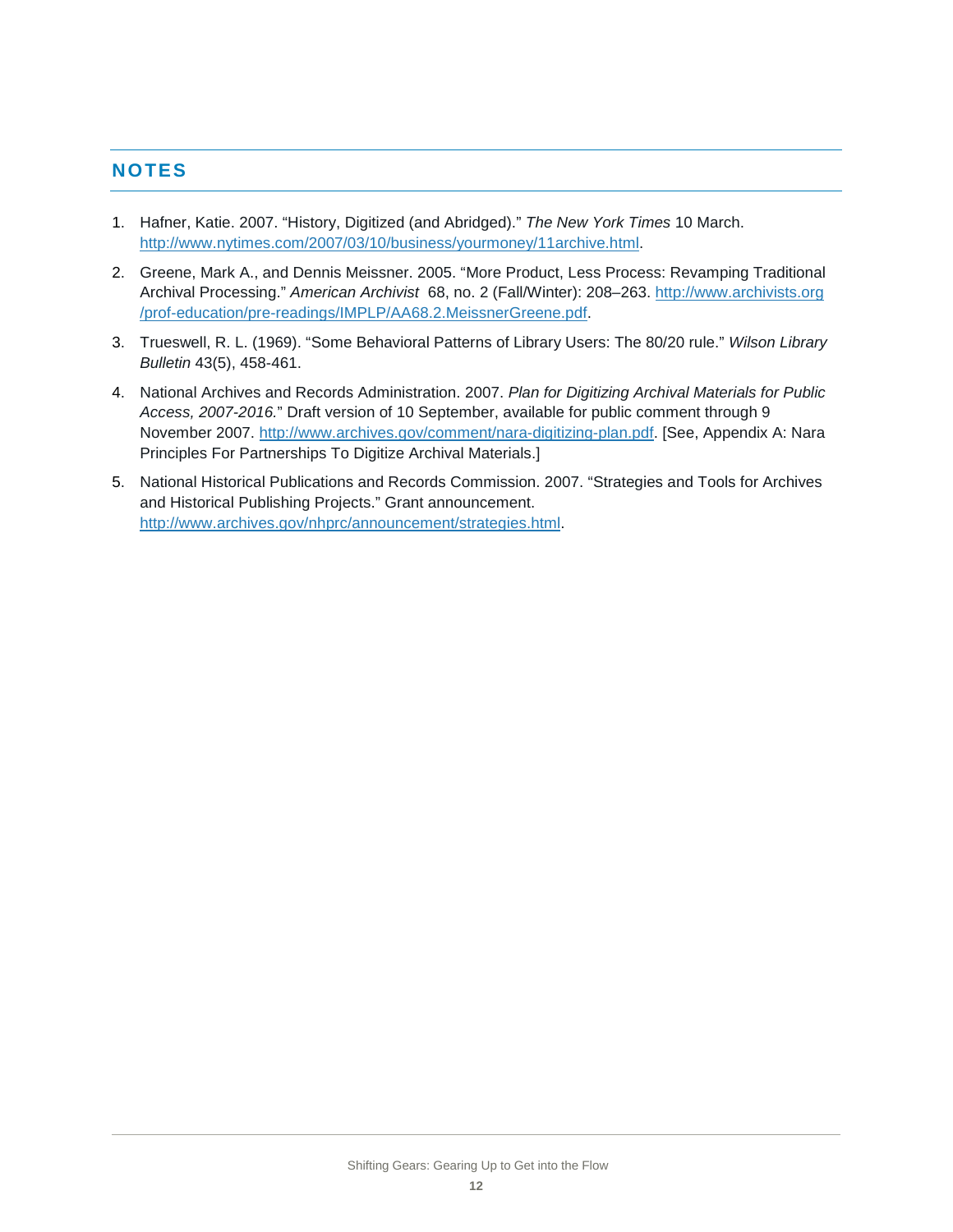## NOTES

1. Hafner, Katie. 2007. “History, Digitized (and Abridged).” *The New York Times* 10 March. http://www.nytimes.com/2007/03/10/business/yourmoney/11archive.html.
2. Greene, Mark A., and Dennis Meissner. 2005. “More Product, Less Process: Revamping Traditional Archival Processing.” *American Archivist* 68, no. 2 (Fall/Winter): 208–263. http://www.archivists.org/prof-education/pre-readings/IMPLP/AA68.2.MeissnerGreene.pdf.
3. Trueswell, R. L. (1969). “Some Behavioral Patterns of Library Users: The 80/20 rule.” *Wilson Library Bulletin* 43(5), 458-461.
4. National Archives and Records Administration. 2007. *Plan for Digitizing Archival Materials for Public Access, 2007-2016.*” Draft version of 10 September, available for public comment through 9 November 2007. http://www.archives.gov/comment/nara-digitizing-plan.pdf. [See, Appendix A: Nara Principles For Partnerships To Digitize Archival Materials.]
5. National Historical Publications and Records Commission. 2007. “Strategies and Tools for Archives and Historical Publishing Projects.” Grant announcement. http://www.archives.gov/nhprc/announcement/strategies.html.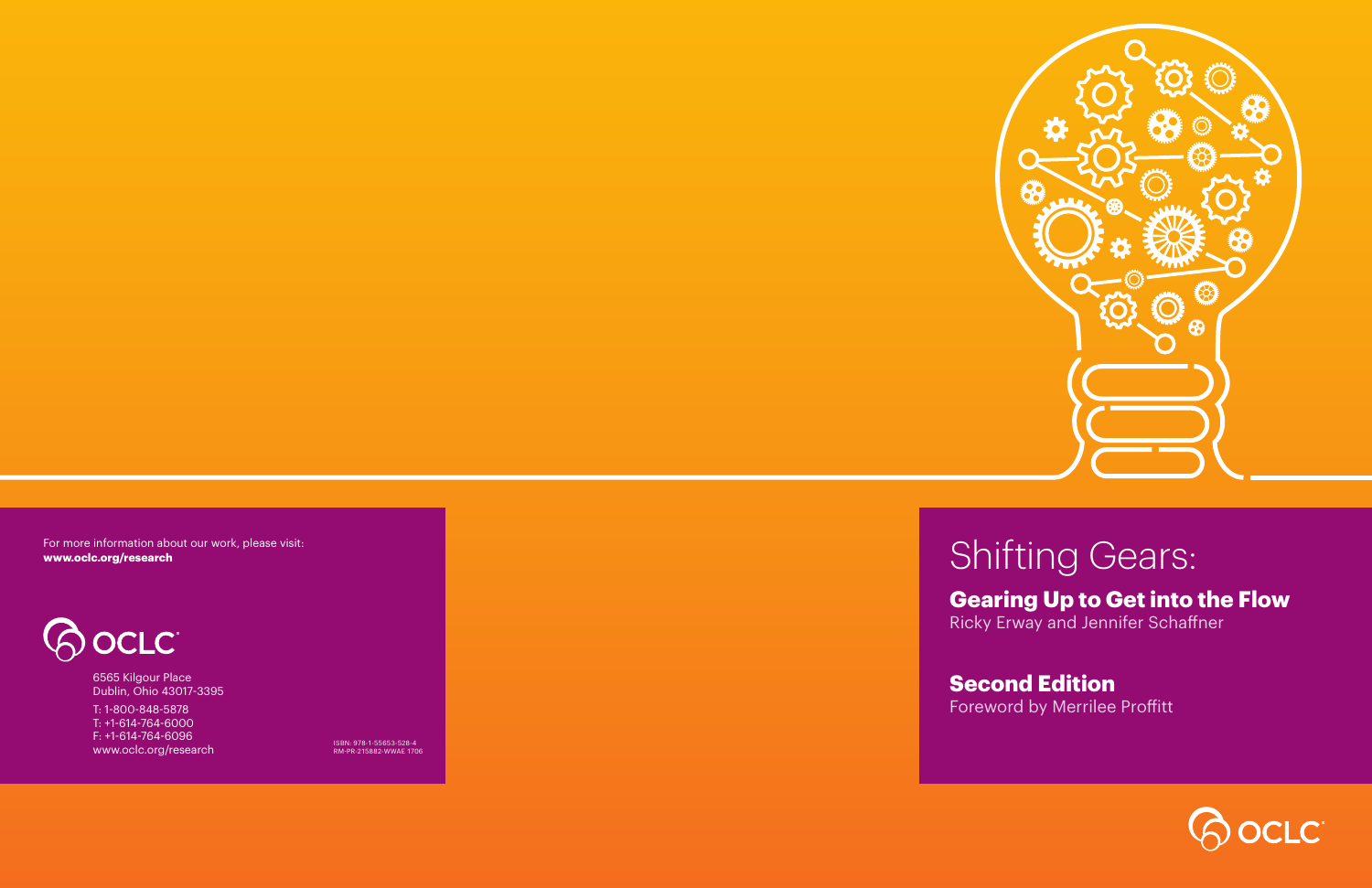For more information about our work, please visit:
**www.oclc.org/research**

OCLC

6565 Kilgour Place
Dublin, Ohio 43017-3395

T: 1-800-848-5878
T: +1-614-764-6000
F: +1-614-764-6096
www.oclc.org/research

ISBN: 978-1-55653-528-4
RM-PR-215882-WWAE 1706

# Shifting Gears:

## Gearing Up to Get into the Flow

Ricky Erway and Jennifer Schaffner

## Second Edition

Foreword by Merrilee Proffitt

OCLC